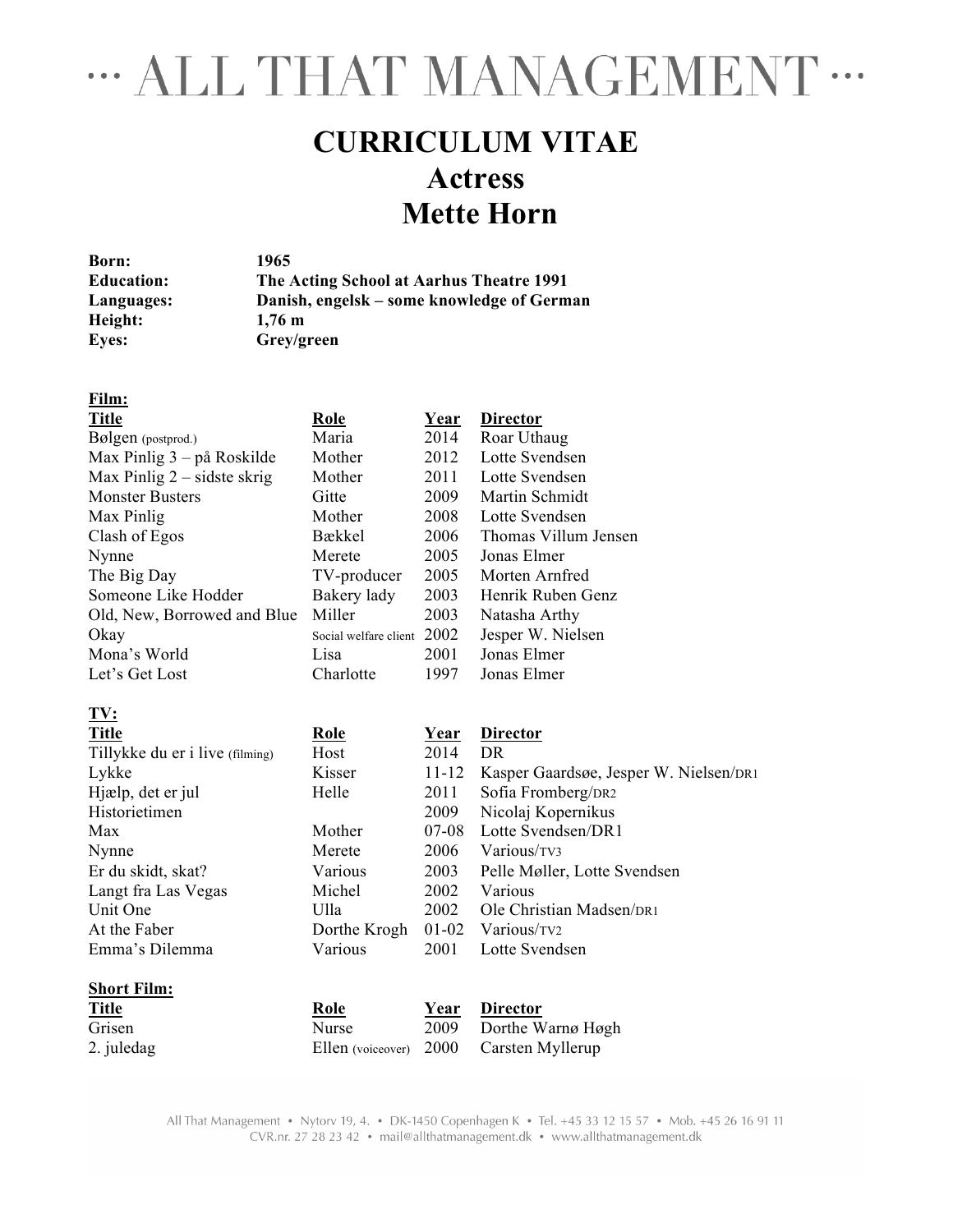# ··· ALL THAT MANAGEMENT ···

# CURRICULUM VITAE
# Actress
# Mette Horn

| | |
|---|---|
| **Born:** | **1965** |
| **Education:** | **The Acting School at Aarhus Theatre 1991** |
| **Languages:** | **Danish, engelsk – some knowledge of German** |
| **Height:** | **1,76 m** |
| **Eyes:** | **Grey/green** |

**Film:**

| Title | Role | Year | Director |
|---|---|---|---|
| Bølgen (postprod.) | Maria | 2014 | Roar Uthaug |
| Max Pinlig 3 – på Roskilde | Mother | 2012 | Lotte Svendsen |
| Max Pinlig 2 – sidste skrig | Mother | 2011 | Lotte Svendsen |
| Monster Busters | Gitte | 2009 | Martin Schmidt |
| Max Pinlig | Mother | 2008 | Lotte Svendsen |
| Clash of Egos | Bækkel | 2006 | Thomas Villum Jensen |
| Nynne | Merete | 2005 | Jonas Elmer |
| The Big Day | TV-producer | 2005 | Morten Arnfred |
| Someone Like Hodder | Bakery lady | 2003 | Henrik Ruben Genz |
| Old, New, Borrowed and Blue | Miller | 2003 | Natasha Arthy |
| Okay | Social welfare client | 2002 | Jesper W. Nielsen |
| Mona's World | Lisa | 2001 | Jonas Elmer |
| Let's Get Lost | Charlotte | 1997 | Jonas Elmer |

**TV:**

| Title | Role | Year | Director |
|---|---|---|---|
| Tillykke du er i live (filming) | Host | 2014 | DR |
| Lykke | Kisser | 11-12 | Kasper Gaardsøe, Jesper W. Nielsen/DR1 |
| Hjælp, det er jul | Helle | 2011 | Sofia Fromberg/DR2 |
| Historietimen | | 2009 | Nicolaj Kopernikus |
| Max | Mother | 07-08 | Lotte Svendsen/DR1 |
| Nynne | Merete | 2006 | Various/TV3 |
| Er du skidt, skat? | Various | 2003 | Pelle Møller, Lotte Svendsen |
| Langt fra Las Vegas | Michel | 2002 | Various |
| Unit One | Ulla | 2002 | Ole Christian Madsen/DR1 |
| At the Faber | Dorthe Krogh | 01-02 | Various/TV2 |
| Emma's Dilemma | Various | 2001 | Lotte Svendsen |

**Short Film:**

| Title | Role | Year | Director |
|---|---|---|---|
| Grisen | Nurse | 2009 | Dorthe Warnø Høgh |
| 2. juledag | Ellen (voiceover) | 2000 | Carsten Myllerup |

All That Management • Nytorv 19, 4. • DK-1450 Copenhagen K • Tel. +45 33 12 15 57 • Mob. +45 26 16 91 11
CVR.nr. 27 28 23 42 • mail@allthatmanagement.dk • www.allthatmanagement.dk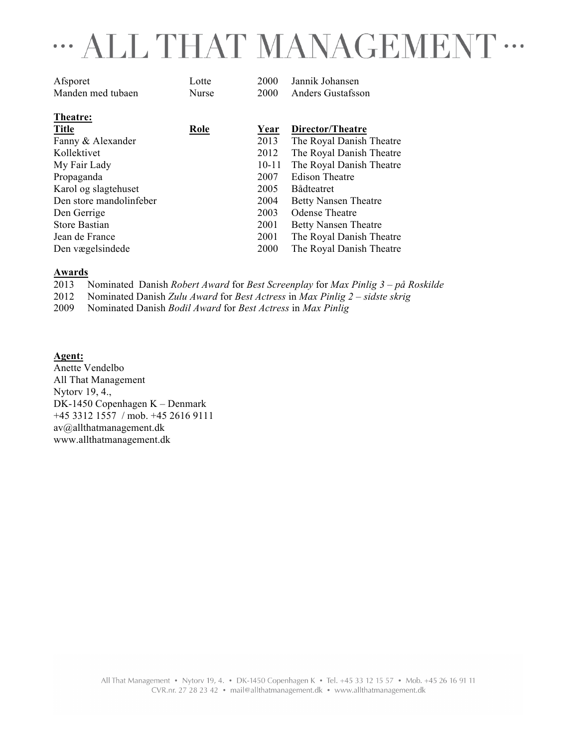# ··· ALL THAT MANAGEMENT ···

| | | | |
|---|---|---|---|
| Afsporet | Lotte | 2000 | Jannik Johansen |
| Manden med tubaen | Nurse | 2000 | Anders Gustafsson |

**Theatre:**

| **Title** | **Role** | **Year** | **Director/Theatre** |
|---|---|---|---|
| Fanny & Alexander | | 2013 | The Royal Danish Theatre |
| Kollektivet | | 2012 | The Royal Danish Theatre |
| My Fair Lady | | 10-11 | The Royal Danish Theatre |
| Propaganda | | 2007 | Edison Theatre |
| Karol og slagtehuset | | 2005 | Bådteatret |
| Den store mandolinfeber | | 2004 | Betty Nansen Theatre |
| Den Gerrige | | 2003 | Odense Theatre |
| Store Bastian | | 2001 | Betty Nansen Theatre |
| Jean de France | | 2001 | The Royal Danish Theatre |
| Den vægelsindede | | 2000 | The Royal Danish Theatre |

**Awards**

2013 Nominated Danish *Robert Award* for *Best Screenplay* for *Max Pinlig 3 – på Roskilde*
2012 Nominated Danish *Zulu Award* for *Best Actress* in *Max Pinlig 2 – sidste skrig*
2009 Nominated Danish *Bodil Award* for *Best Actress* in *Max Pinlig*

**Agent:**
Anette Vendelbo
All That Management
Nytorv 19, 4.,
DK-1450 Copenhagen K – Denmark
+45 3312 1557 / mob. +45 2616 9111
av@allthatmanagement.dk
www.allthatmanagement.dk